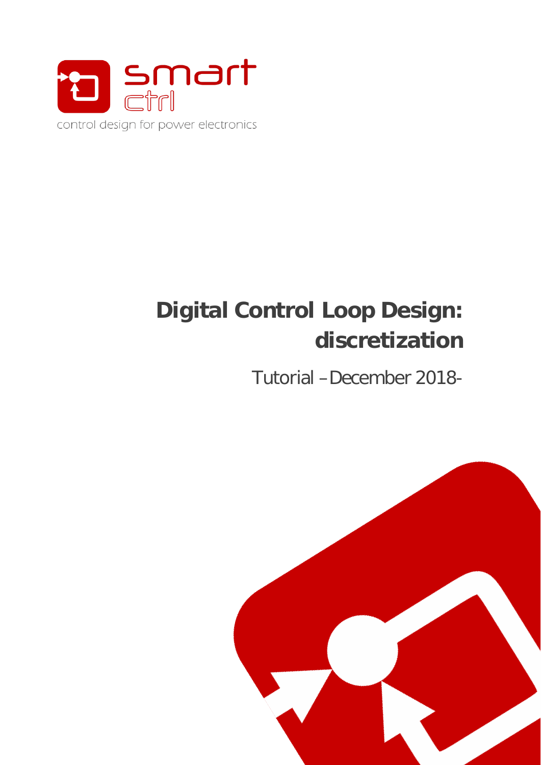smart ctrl

control design for power electronics

# Digital Control Loop Design: discretization

Tutorial –December 2018-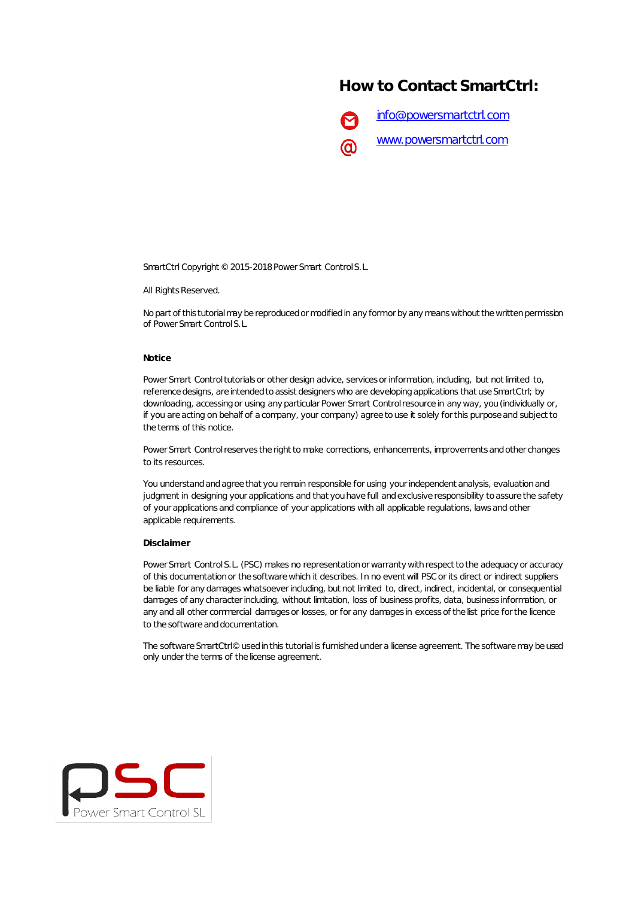## How to Contact SmartCtrl:

info@powersmartctrl.com

www.powersmartctrl.com

SmartCtrl Copyright © 2015-2018 Power Smart Control S.L.

All Rights Reserved.

No part of this tutorial may be reproduced or modified in any form or by any means without the written permission of Power Smart Control S.L.

**Notice**

Power Smart Control tutorials or other design advice, services or information, including, but not limited to, reference designs, are intended to assist designers who are developing applications that use SmartCtrl; by downloading, accessing or using any particular Power Smart Control resource in any way, you (individually or, if you are acting on behalf of a company, your company) agree to use it solely for this purpose and subject to the terms of this notice.

Power Smart Control reserves the right to make corrections, enhancements, improvements and other changes to its resources.

You understand and agree that you remain responsible for using your independent analysis, evaluation and judgment in designing your applications and that you have full and exclusive responsibility to assure the safety of your applications and compliance of your applications with all applicable regulations, laws and other applicable requirements.

**Disclaimer**

Power Smart Control S.L. (PSC) makes no representation or warranty with respect to the adequacy or accuracy of this documentation or the software which it describes. In no event will PSC or its direct or indirect suppliers be liable for any damages whatsoever including, but not limited to, direct, indirect, incidental, or consequential damages of any character including, without limitation, loss of business profits, data, business information, or any and all other commercial damages or losses, or for any damages in excess of the list price for the licence to the software and documentation.

The software SmartCtrl© used in this tutorial is furnished under a license agreement. The software may be used only under the terms of the license agreement.

PSC Power Smart Control SL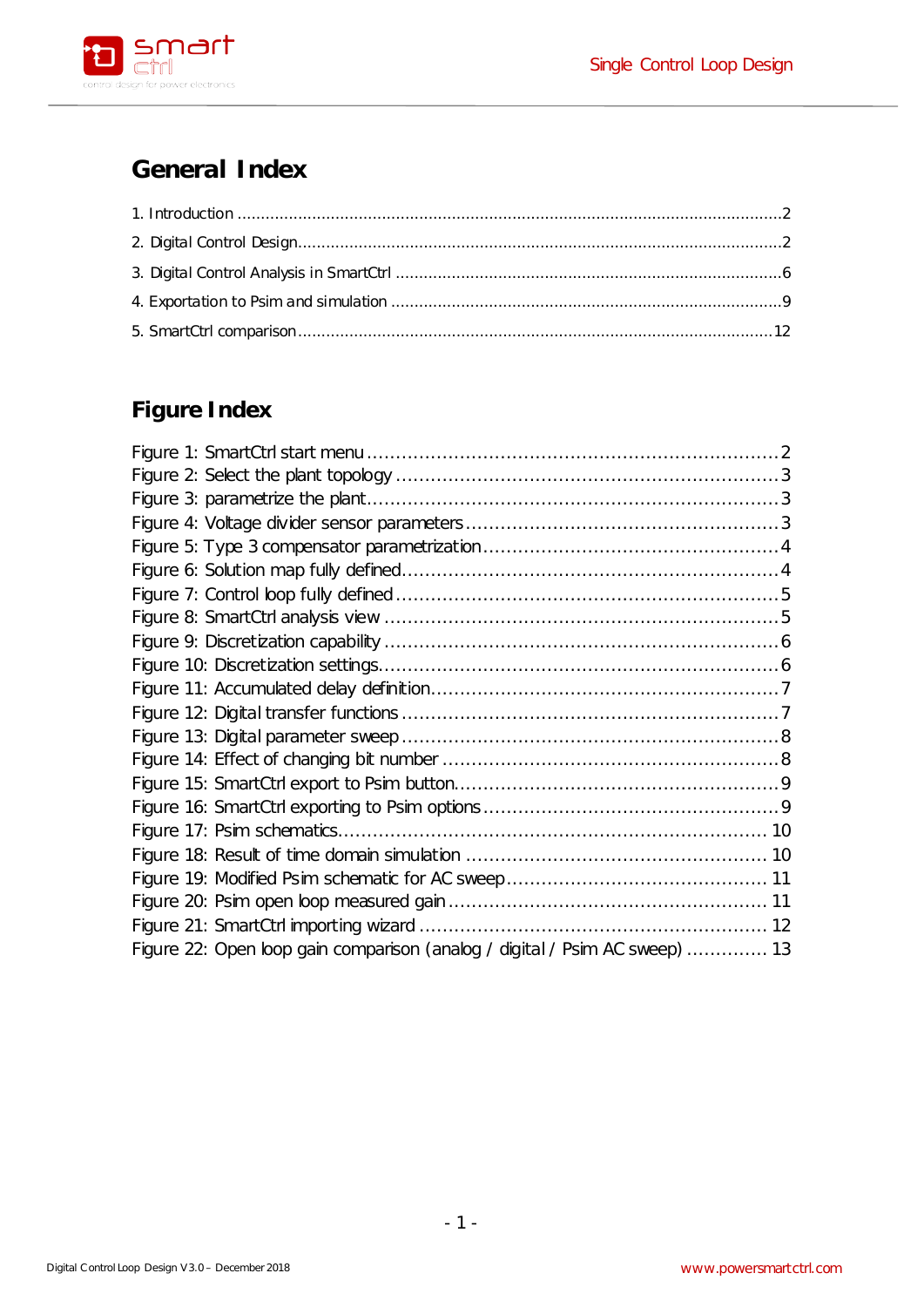# General Index

1. Introduction ........................................................................................................2
2. Digital Control Design.........................................................................................2
3. Digital Control Analysis in SmartCtrl ...................................................................6
4. Exportation to Psim and simulation ....................................................................9
5. SmartCtrl comparison.........................................................................................12

# Figure Index

Figure 1: SmartCtrl start menu ..........................................................................2
Figure 2: Select the plant topology ....................................................................3
Figure 3: parametrize the plant..........................................................................3
Figure 4: Voltage divider sensor parameters ........................................................3
Figure 5: Type 3 compensator parametrization.....................................................4
Figure 6: Solution map fully defined...................................................................4
Figure 7: Control loop fully defined ....................................................................5
Figure 8: SmartCtrl analysis view .......................................................................5
Figure 9: Discretization capability .......................................................................6
Figure 10: Discretization settings.........................................................................6
Figure 11: Accumulated delay definition...............................................................7
Figure 12: Digital transfer functions ....................................................................7
Figure 13: Digital parameter sweep .....................................................................8
Figure 14: Effect of changing bit number .............................................................8
Figure 15: SmartCtrl export to Psim button..........................................................9
Figure 16: SmartCtrl exporting to Psim options .....................................................9
Figure 17: Psim schematics............................................................................ 10
Figure 18: Result of time domain simulation ...................................................... 10
Figure 19: Modified Psim schematic for AC sweep ............................................... 11
Figure 20: Psim open loop measured gain ......................................................... 11
Figure 21: SmartCtrl importing wizard .............................................................. 12
Figure 22: Open loop gain comparison (analog / digital / Psim AC sweep) .............. 13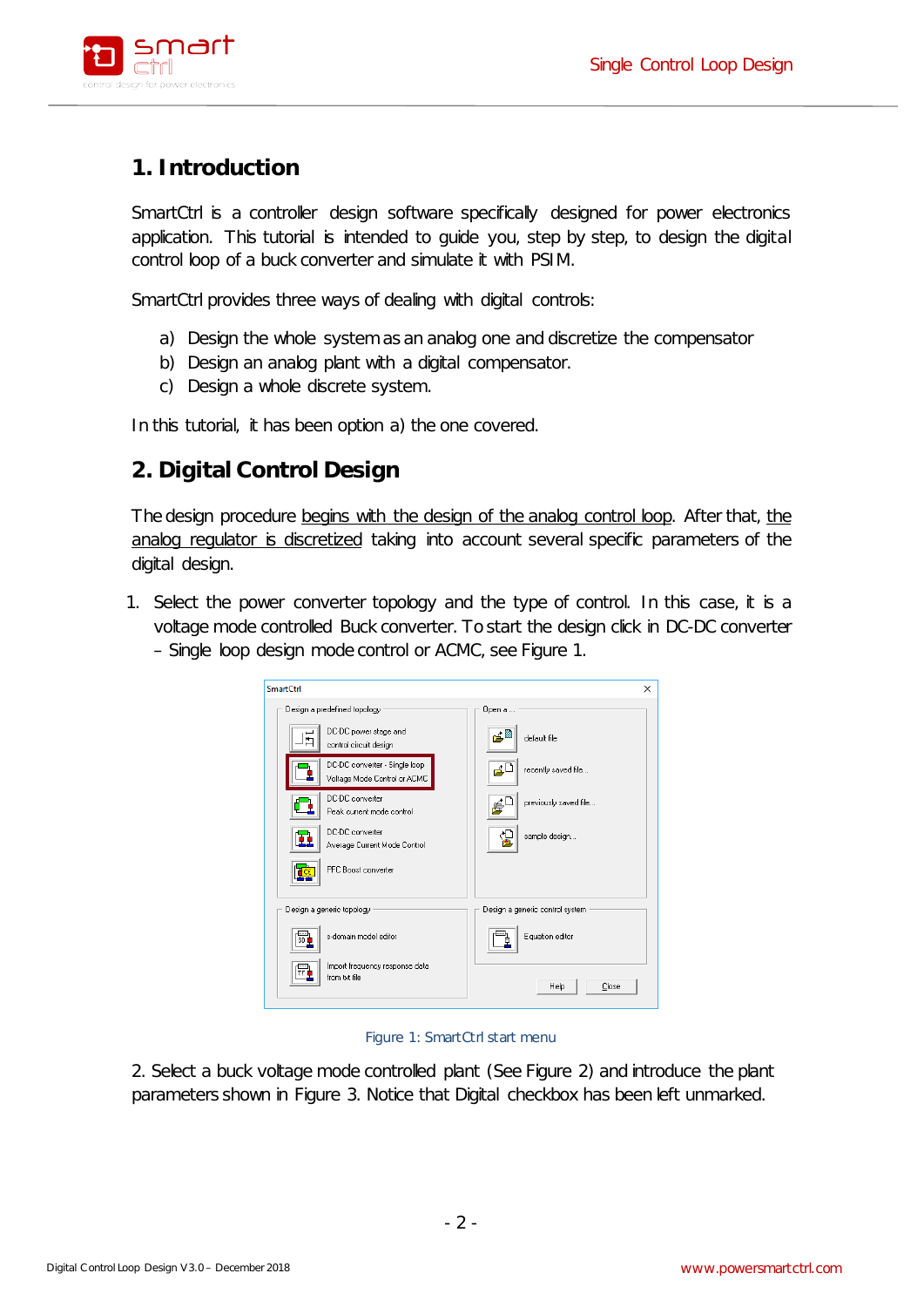# 1. Introduction

SmartCtrl is a controller design software specifically designed for power electronics application. This tutorial is intended to guide you, step by step, to design the digital control loop of a buck converter and simulate it with PSIM.

SmartCtrl provides three ways of dealing with digital controls:

a) Design the whole system as an analog one and discretize the compensator
b) Design an analog plant with a digital compensator.
c) Design a whole discrete system.

In this tutorial, it has been option a) the one covered.

# 2. Digital Control Design

The design procedure begins with the design of the analog control loop. After that, the analog regulator is discretized taking into account several specific parameters of the digital design.

1. Select the power converter topology and the type of control. In this case, it is a voltage mode controlled Buck converter. To start the design click in DC-DC converter – Single loop design mode control or ACMC, see Figure 1.

Figure 1: SmartCtrl start menu

2. Select a buck voltage mode controlled plant (See Figure 2) and introduce the plant parameters shown in Figure 3. Notice that Digital checkbox has been left unmarked.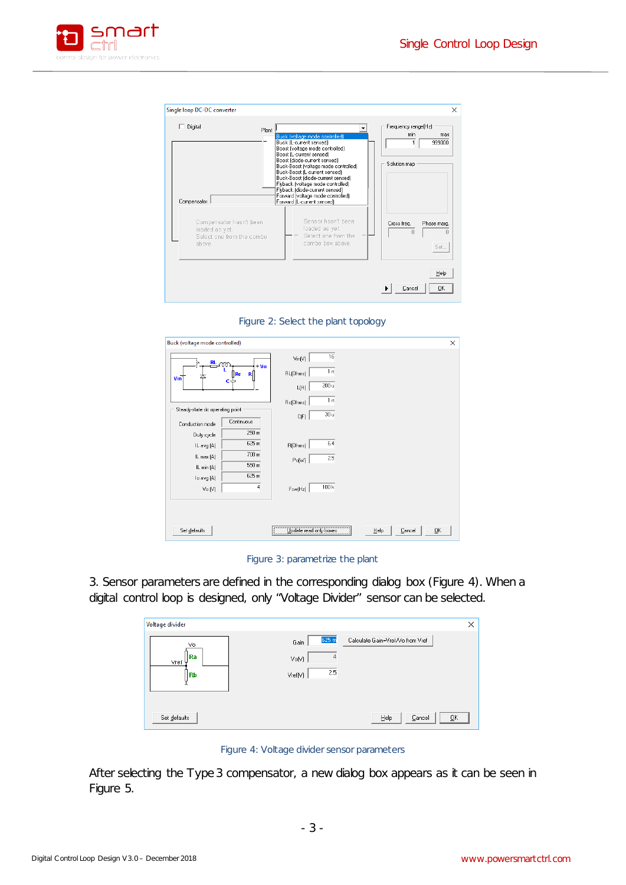Figure 2: Select the plant topology

Figure 3: parametrize the plant

3. Sensor parameters are defined in the corresponding dialog box (Figure 4). When a digital control loop is designed, only "Voltage Divider" sensor can be selected.

Figure 4: Voltage divider sensor parameters

After selecting the Type 3 compensator, a new dialog box appears as it can be seen in Figure 5.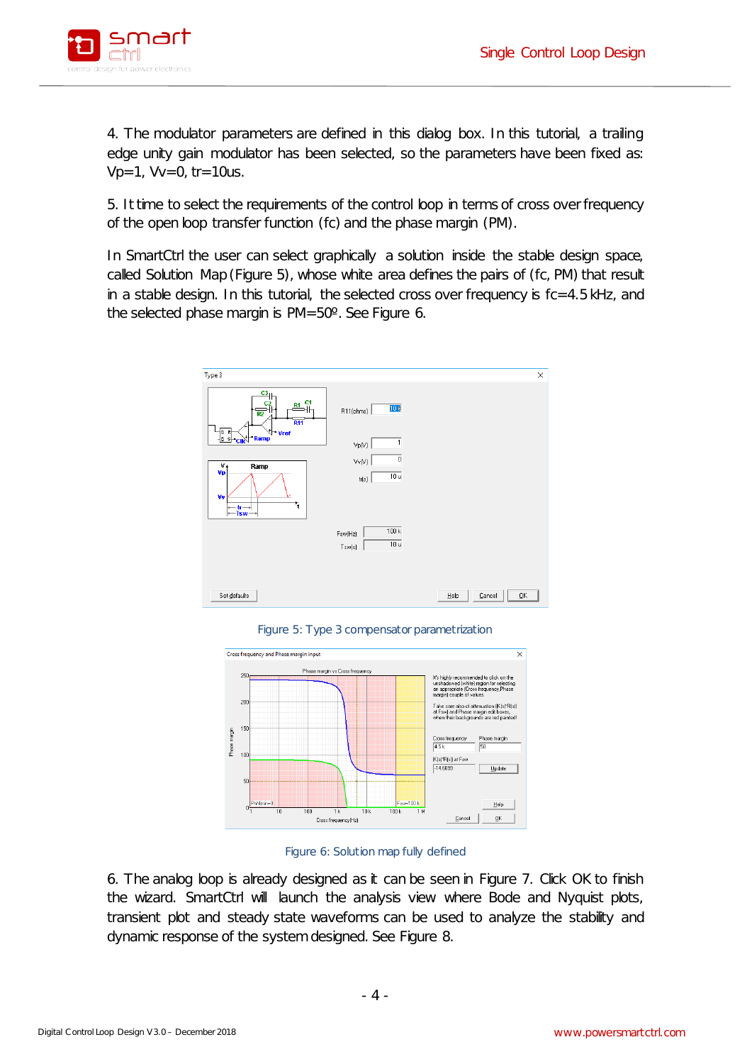4. The modulator parameters are defined in this dialog box. In this tutorial, a trailing edge unity gain modulator has been selected, so the parameters have been fixed as: Vp=1, Vv=0, tr=10us.

5. It time to select the requirements of the control loop in terms of cross over frequency of the open loop transfer function (fc) and the phase margin (PM).

In SmartCtrl the user can select graphically a solution inside the stable design space, called Solution Map (Figure 5), whose white area defines the pairs of (fc, PM) that result in a stable design. In this tutorial, the selected cross over frequency is fc=4.5 kHz, and the selected phase margin is PM=50º. See Figure 6.

Figure 5: Type 3 compensator parametrization

Figure 6: Solution map fully defined

6. The analog loop is already designed as it can be seen in Figure 7. Click OK to finish the wizard. SmartCtrl will launch the analysis view where Bode and Nyquist plots, transient plot and steady state waveforms can be used to analyze the stability and dynamic response of the system designed. See Figure 8.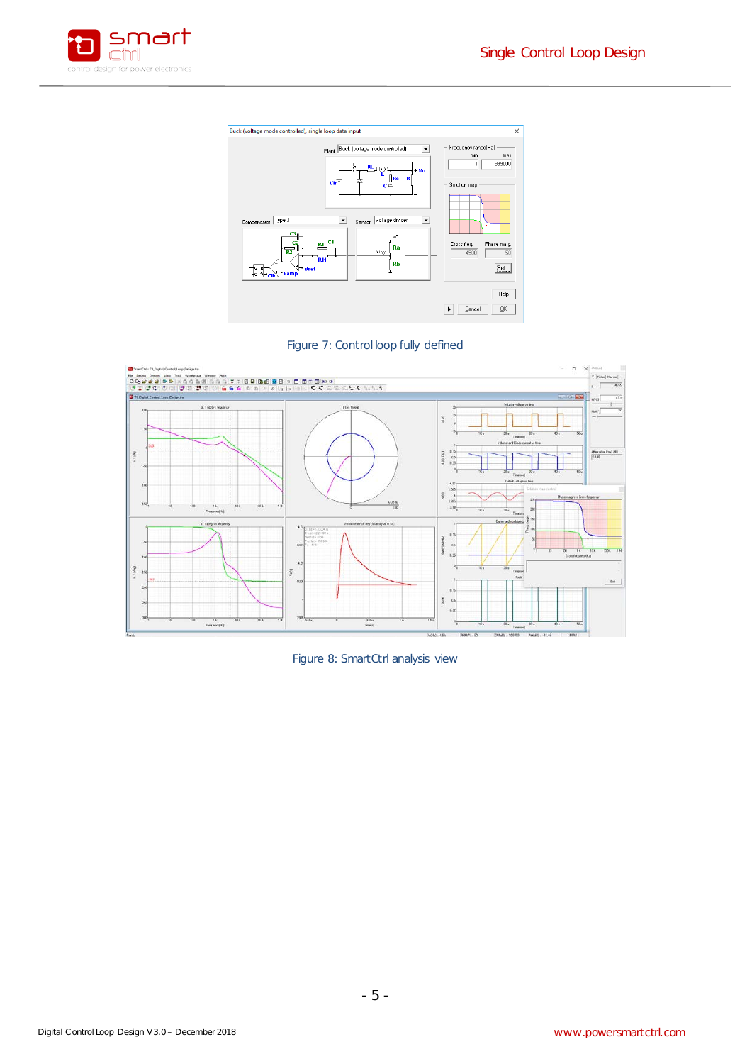Figure 7: Control loop fully defined

Figure 8: SmartCtrl analysis view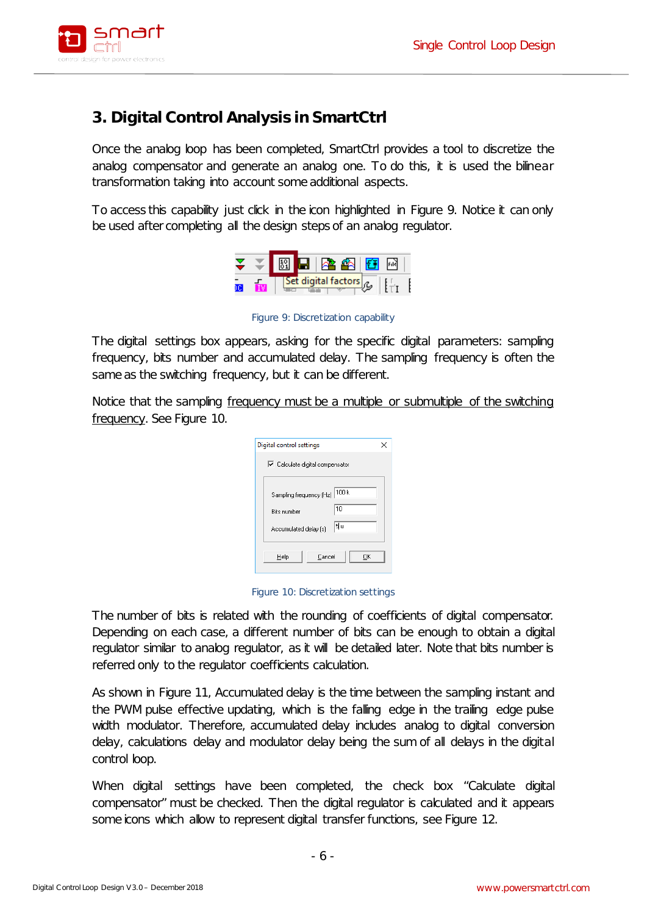# 3. Digital Control Analysis in SmartCtrl

Once the analog loop has been completed, SmartCtrl provides a tool to discretize the analog compensator and generate an analog one. To do this, it is used the bilinear transformation taking into account some additional aspects.

To access this capability just click in the icon highlighted in Figure 9. Notice it can only be used after completing all the design steps of an analog regulator.

Figure 9: Discretization capability

The digital settings box appears, asking for the specific digital parameters: sampling frequency, bits number and accumulated delay. The sampling frequency is often the same as the switching frequency, but it can be different.

Notice that the sampling frequency must be a multiple or submultiple of the switching frequency. See Figure 10.

Figure 10: Discretization settings

The number of bits is related with the rounding of coefficients of digital compensator. Depending on each case, a different number of bits can be enough to obtain a digital regulator similar to analog regulator, as it will be detailed later. Note that bits number is referred only to the regulator coefficients calculation.

As shown in Figure 11, Accumulated delay is the time between the sampling instant and the PWM pulse effective updating, which is the falling edge in the trailing edge pulse width modulator. Therefore, accumulated delay includes analog to digital conversion delay, calculations delay and modulator delay being the sum of all delays in the digital control loop.

When digital settings have been completed, the check box “Calculate digital compensator” must be checked. Then the digital regulator is calculated and it appears some icons which allow to represent digital transfer functions, see Figure 12.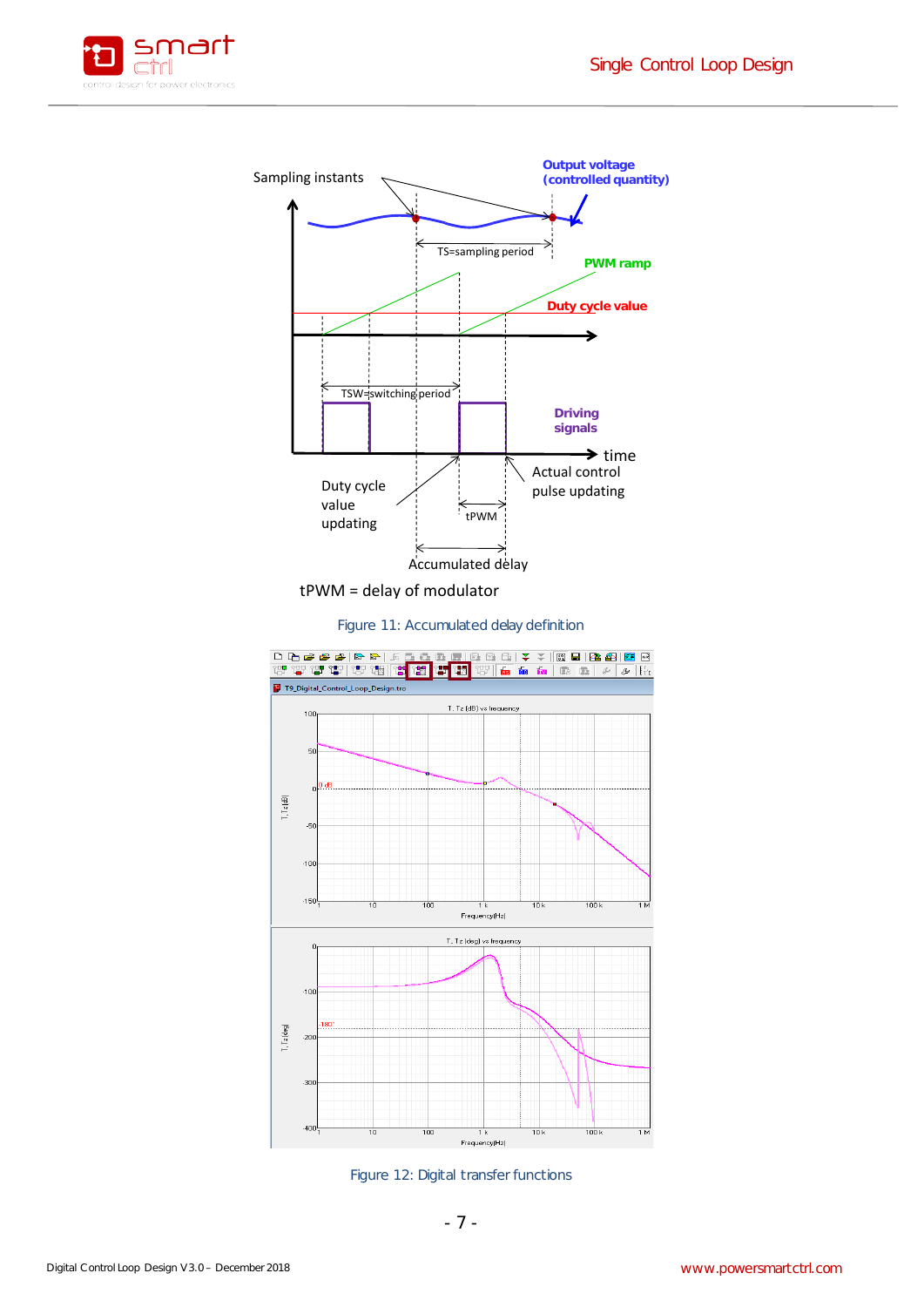Figure 11: Accumulated delay definition

Figure 12: Digital transfer functions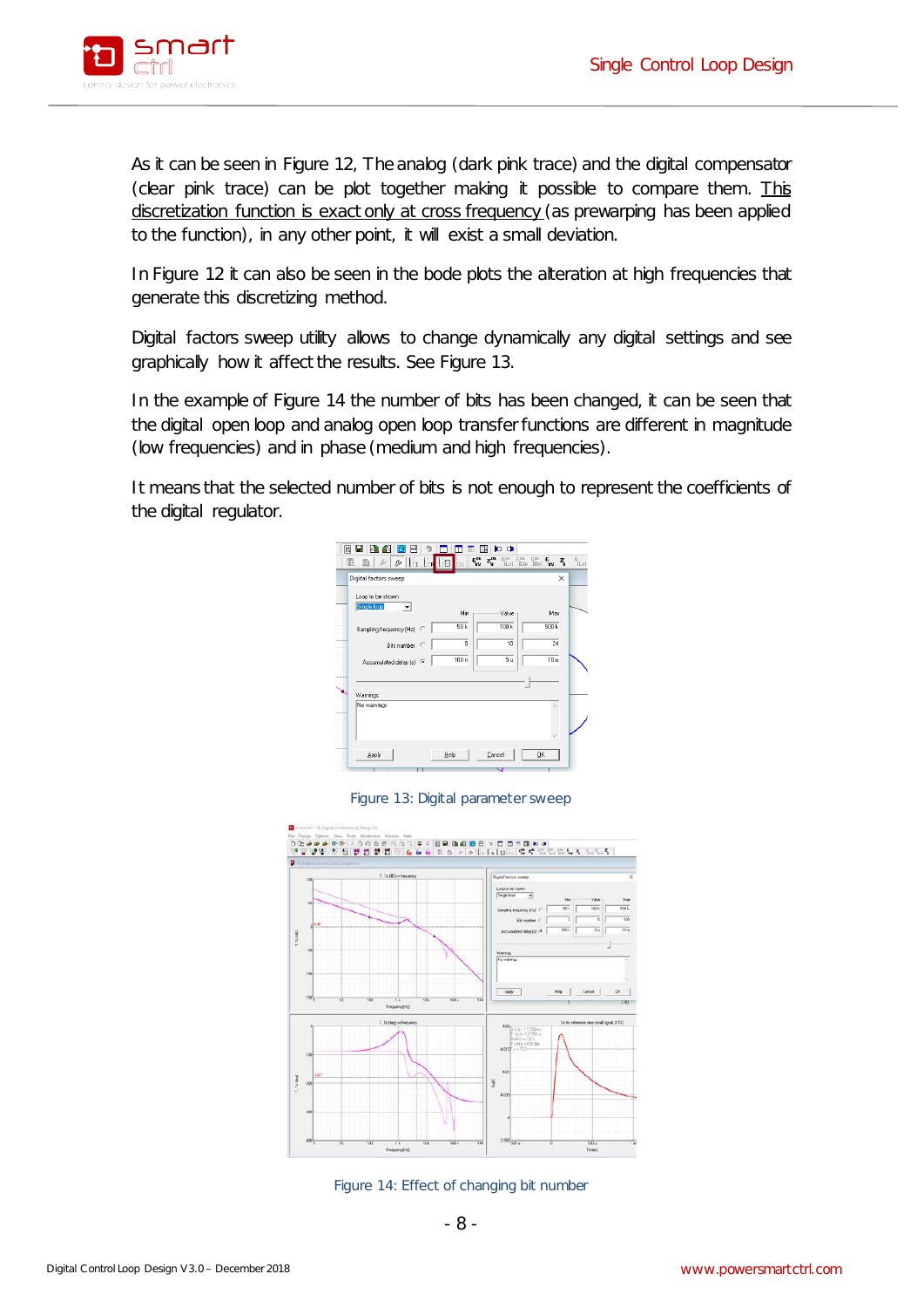As it can be seen in Figure 12, The analog (dark pink trace) and the digital compensator (clear pink trace) can be plot together making it possible to compare them. <u>This discretization function is exact only at cross frequency</u> (as prewarping has been applied to the function), in any other point, it will exist a small deviation.

In Figure 12 it can also be seen in the bode plots the alteration at high frequencies that generate this discretizing method.

Digital factors sweep utility allows to change dynamically any digital settings and see graphically how it affect the results. See Figure 13.

In the example of Figure 14 the number of bits has been changed, it can be seen that the digital open loop and analog open loop transfer functions are different in magnitude (low frequencies) and in phase (medium and high frequencies).

It means that the selected number of bits is not enough to represent the coefficients of the digital regulator.

Figure 13: Digital parameter sweep

Figure 14: Effect of changing bit number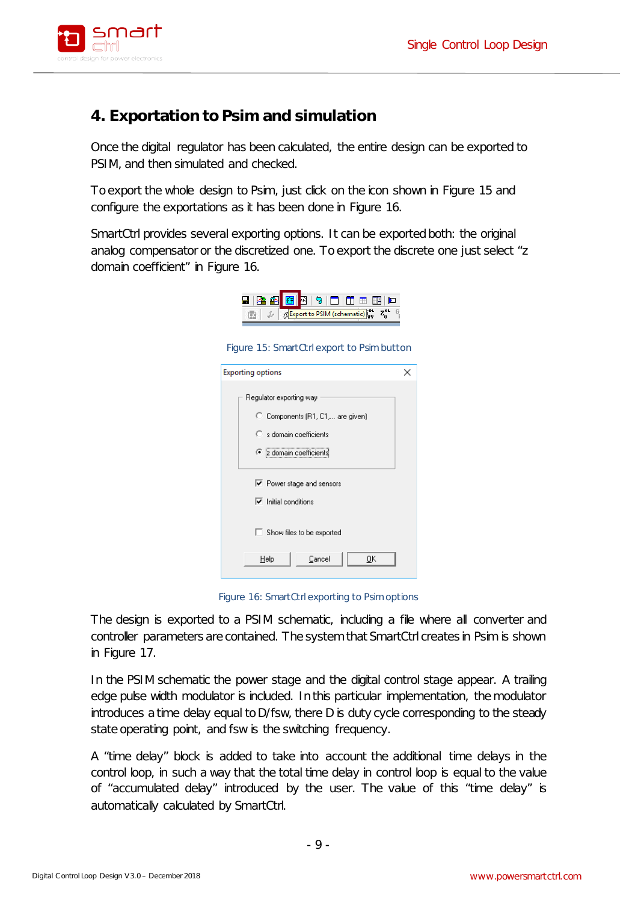## 4. Exportation to Psim and simulation

Once the digital regulator has been calculated, the entire design can be exported to PSIM, and then simulated and checked.

To export the whole design to Psim, just click on the icon shown in Figure 15 and configure the exportations as it has been done in Figure 16.

SmartCtrl provides several exporting options. It can be exported both: the original analog compensator or the discretized one. To export the discrete one just select "z domain coefficient" in Figure 16.

Figure 15: SmartCtrl export to Psim button

Figure 16: SmartCtrl exporting to Psim options

The design is exported to a PSIM schematic, including a file where all converter and controller parameters are contained. The system that SmartCtrl creates in Psim is shown in Figure 17.

In the PSIM schematic the power stage and the digital control stage appear. A trailing edge pulse width modulator is included. In this particular implementation, the modulator introduces a time delay equal to D/fsw, there D is duty cycle corresponding to the steady state operating point, and fsw is the switching frequency.

A "time delay" block is added to take into account the additional time delays in the control loop, in such a way that the total time delay in control loop is equal to the value of "accumulated delay" introduced by the user. The value of this "time delay" is automatically calculated by SmartCtrl.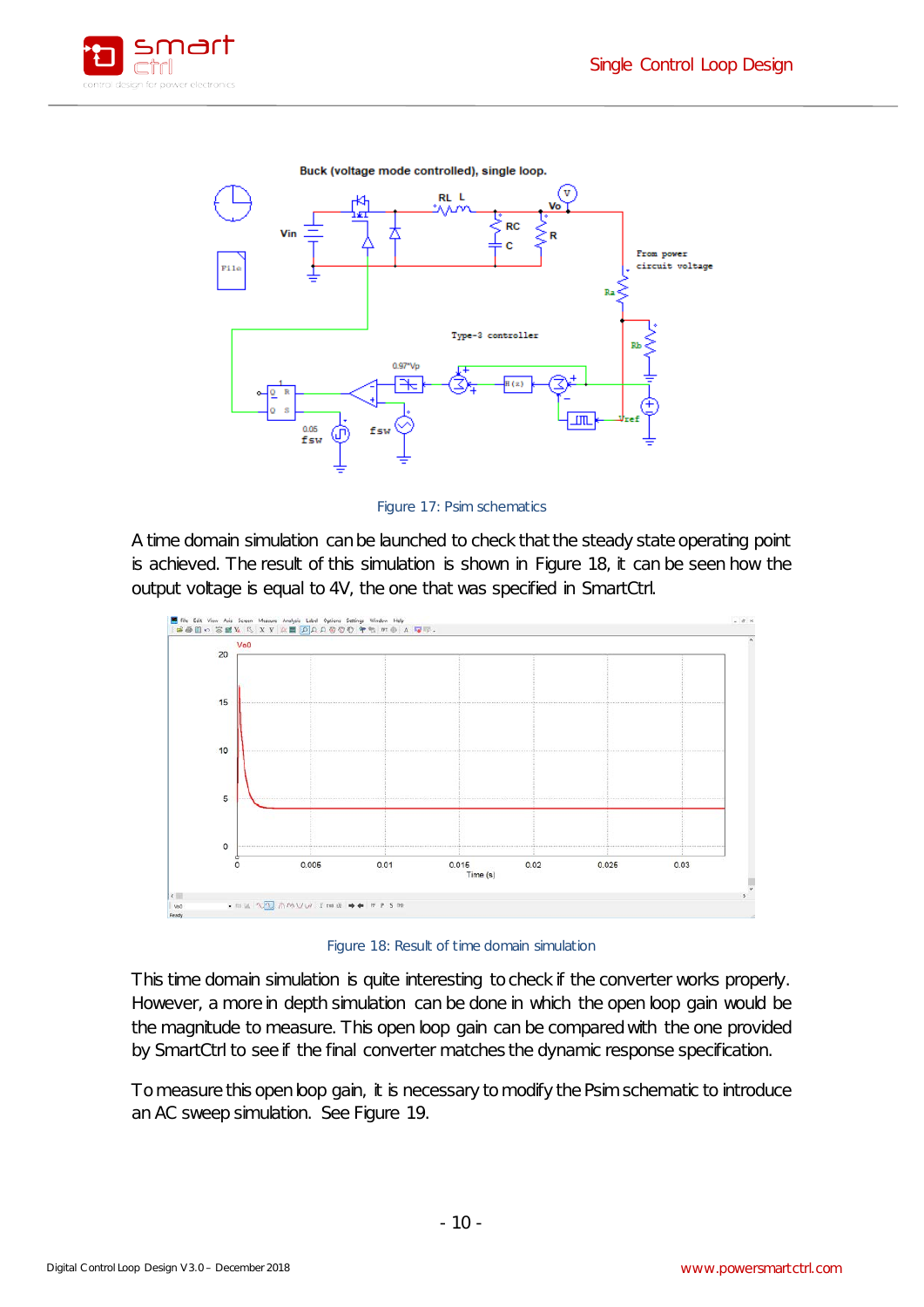Figure 17: Psim schematics

A time domain simulation can be launched to check that the steady state operating point is achieved. The result of this simulation is shown in Figure 18, it can be seen how the output voltage is equal to 4V, the one that was specified in SmartCtrl.

Figure 18: Result of time domain simulation

This time domain simulation is quite interesting to check if the converter works properly. However, a more in depth simulation can be done in which the open loop gain would be the magnitude to measure. This open loop gain can be compared with the one provided by SmartCtrl to see if the final converter matches the dynamic response specification.

To measure this open loop gain, it is necessary to modify the Psim schematic to introduce an AC sweep simulation. See Figure 19.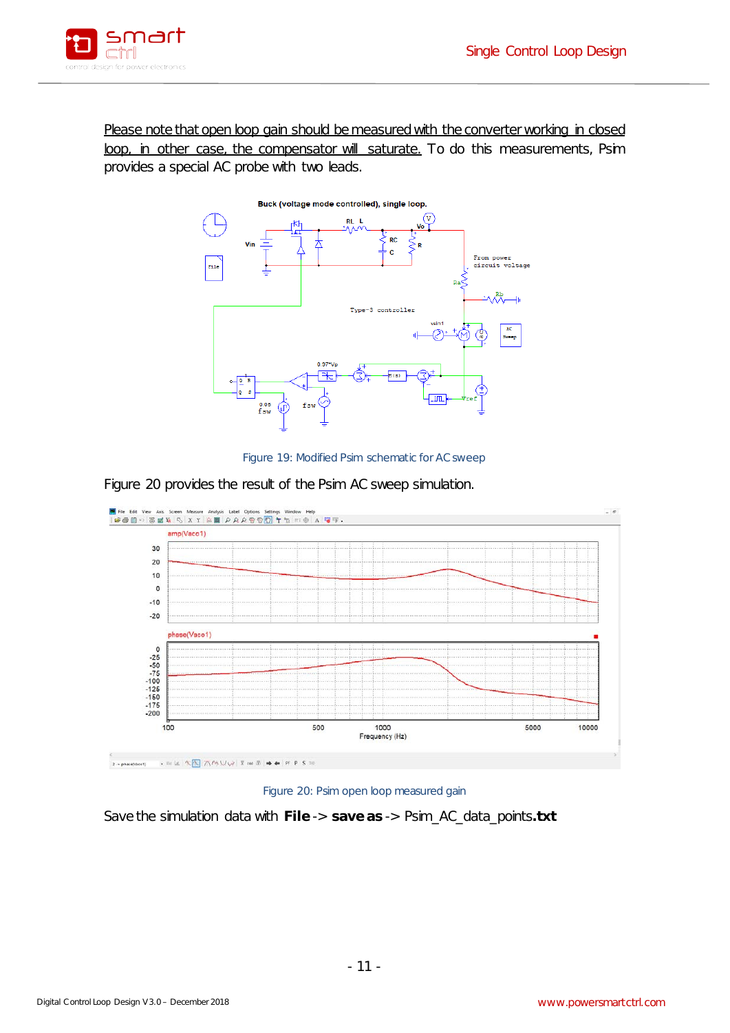Please note that open loop gain should be measured with the converter working in closed loop, in other case, the compensator will saturate. To do this measurements, Psim provides a special AC probe with two leads.

Figure 19: Modified Psim schematic for AC sweep

Figure 20 provides the result of the Psim AC sweep simulation.

Figure 20: Psim open loop measured gain

Save the simulation data with **File** -> **save as** -> Psim_AC_data_points.**txt**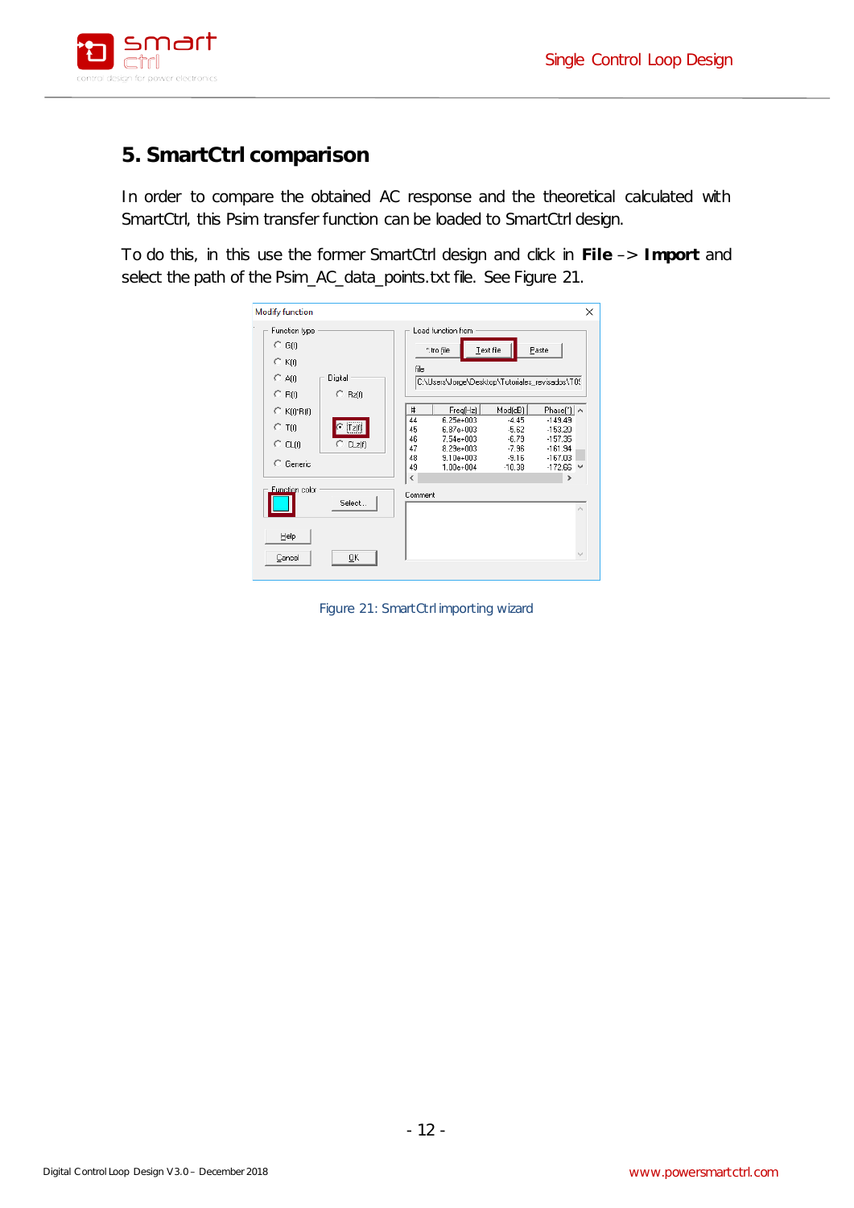## 5. SmartCtrl comparison

In order to compare the obtained AC response and the theoretical calculated with SmartCtrl, this Psim transfer function can be loaded to SmartCtrl design.

To do this, in this use the former SmartCtrl design and click in **File** –> **Import** and select the path of the Psim_AC_data_points.txt file. See Figure 21.

Figure 21: SmartCtrl importing wizard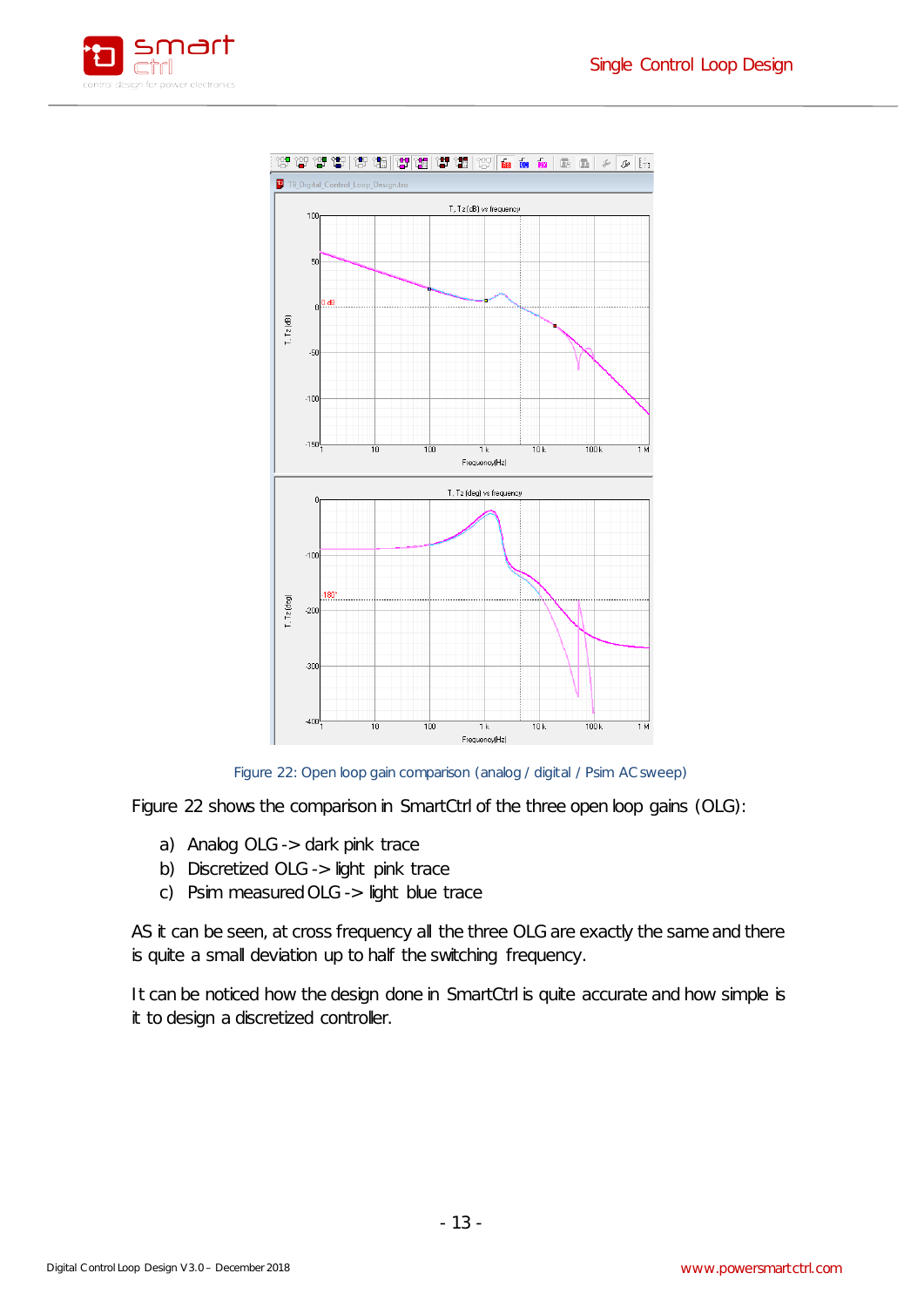T, Tz [dB] vs frequency

100
50
0
-50
-100
-150

0 dB

T, Tz (dB)

1
10
100
1 k
10 k
100 k
1 M

Frequency[Hz]

T, Tz [deg] vs frequency

0
-100
-180°
-200
-300
-400

T, Tz (deg)

1
10
100
1 k
10 k
100 k
1 M

Frequency[Hz]

Figure 22: Open loop gain comparison (analog / digital / Psim AC sweep)

Figure 22 shows the comparison in SmartCtrl of the three open loop gains (OLG):

a) Analog OLG -> dark pink trace
b) Discretized OLG -> light pink trace
c) Psim measured OLG -> light blue trace

AS it can be seen, at cross frequency all the three OLG are exactly the same and there is quite a small deviation up to half the switching frequency.

It can be noticed how the design done in SmartCtrl is quite accurate and how simple is it to design a discretized controller.